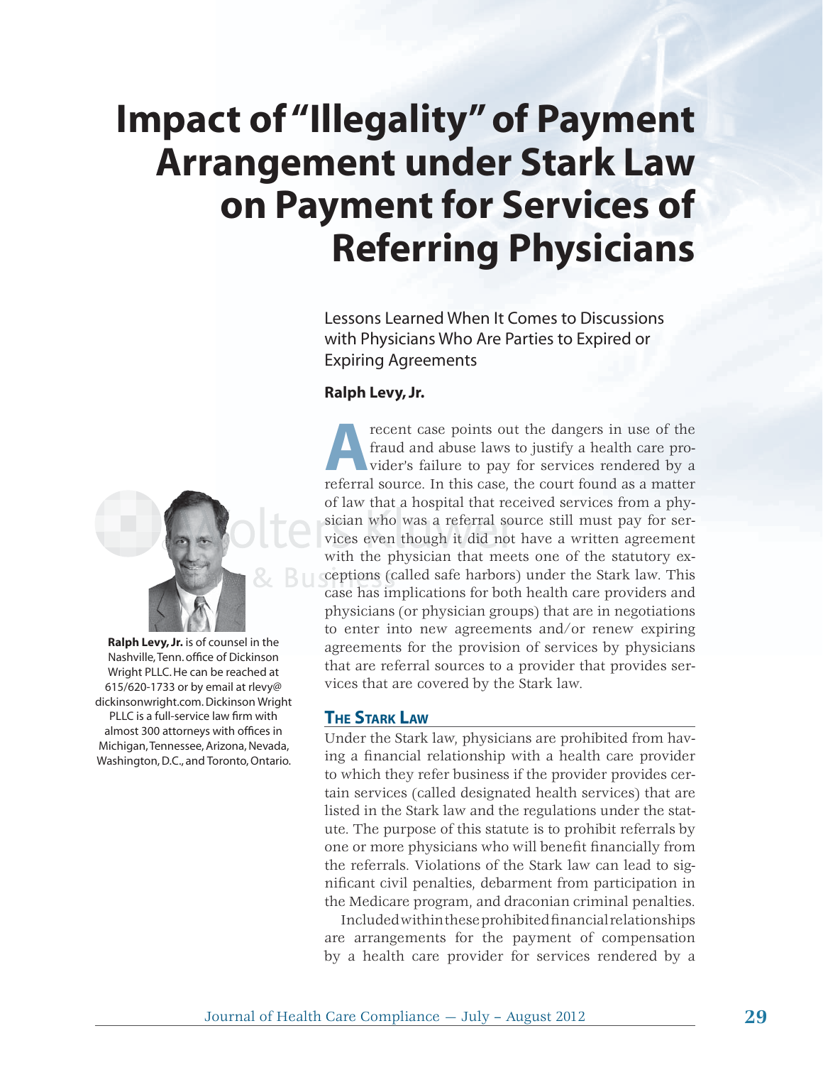# Impact of "Illegality" of Payment Arrangement under Stark Law on Payment for Services of Referring Physicians

Lessons Learned When It Comes to Discussions with Physicians Who Are Parties to Expired or Expiring Agreements

**Ralph Levy, Jr.**

**Ralph Levy, Jr.** is of counsel in the Nashville, Tenn. office of Dickinson Wright PLLC. He can be reached at 615/620-1733 or by email at rlevy@dickinsonwright.com. Dickinson Wright PLLC is a full-service law firm with almost 300 attorneys with offices in Michigan, Tennessee, Arizona, Nevada, Washington, D.C., and Toronto, Ontario.

A recent case points out the dangers in use of the fraud and abuse laws to justify a health care provider's failure to pay for services rendered by a referral source. In this case, the court found as a matter of law that a hospital that received services from a physician who was a referral source still must pay for services even though it did not have a written agreement with the physician that meets one of the statutory exceptions (called safe harbors) under the Stark law. This case has implications for both health care providers and physicians (or physician groups) that are in negotiations to enter into new agreements and/or renew expiring agreements for the provision of services by physicians that are referral sources to a provider that provides services that are covered by the Stark law.

## The Stark Law

Under the Stark law, physicians are prohibited from having a financial relationship with a health care provider to which they refer business if the provider provides certain services (called designated health services) that are listed in the Stark law and the regulations under the statute. The purpose of this statute is to prohibit referrals by one or more physicians who will benefit financially from the referrals. Violations of the Stark law can lead to significant civil penalties, debarment from participation in the Medicare program, and draconian criminal penalties.

Included within these prohibited financial relationships are arrangements for the payment of compensation by a health care provider for services rendered by a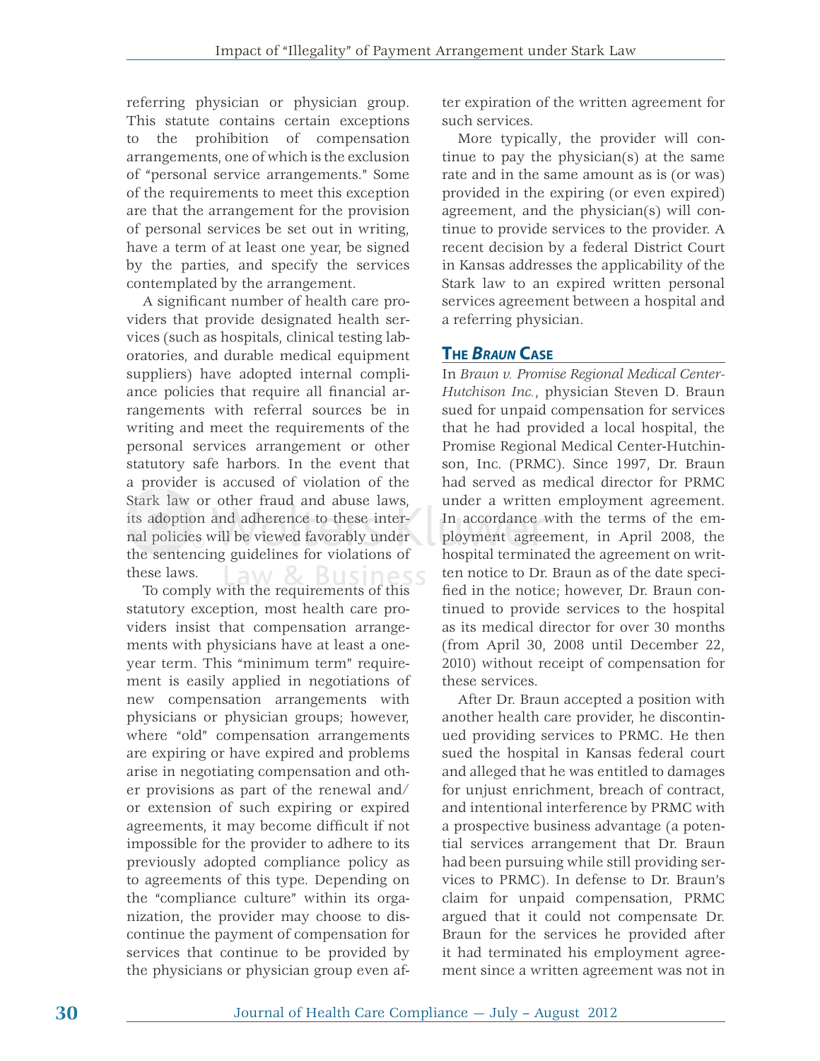referring physician or physician group. This statute contains certain exceptions to the prohibition of compensation arrangements, one of which is the exclusion of "personal service arrangements." Some of the requirements to meet this exception are that the arrangement for the provision of personal services be set out in writing, have a term of at least one year, be signed by the parties, and specify the services contemplated by the arrangement.

A significant number of health care providers that provide designated health services (such as hospitals, clinical testing laboratories, and durable medical equipment suppliers) have adopted internal compliance policies that require all financial arrangements with referral sources be in writing and meet the requirements of the personal services arrangement or other statutory safe harbors. In the event that a provider is accused of violation of the Stark law or other fraud and abuse laws, its adoption and adherence to these internal policies will be viewed favorably under the sentencing guidelines for violations of these laws.

To comply with the requirements of this statutory exception, most health care providers insist that compensation arrangements with physicians have at least a one-year term. This "minimum term" requirement is easily applied in negotiations of new compensation arrangements with physicians or physician groups; however, where "old" compensation arrangements are expiring or have expired and problems arise in negotiating compensation and other provisions as part of the renewal and/or extension of such expiring or expired agreements, it may become difficult if not impossible for the provider to adhere to its previously adopted compliance policy as to agreements of this type. Depending on the "compliance culture" within its organization, the provider may choose to discontinue the payment of compensation for services that continue to be provided by the physicians or physician group even after expiration of the written agreement for such services.

More typically, the provider will continue to pay the physician(s) at the same rate and in the same amount as is (or was) provided in the expiring (or even expired) agreement, and the physician(s) will continue to provide services to the provider. A recent decision by a federal District Court in Kansas addresses the applicability of the Stark law to an expired written personal services agreement between a hospital and a referring physician.

## The *Braun* Case

In *Braun v. Promise Regional Medical Center-Hutchison Inc.*, physician Steven D. Braun sued for unpaid compensation for services that he had provided a local hospital, the Promise Regional Medical Center-Hutchinson, Inc. (PRMC). Since 1997, Dr. Braun had served as medical director for PRMC under a written employment agreement. In accordance with the terms of the employment agreement, in April 2008, the hospital terminated the agreement on written notice to Dr. Braun as of the date specified in the notice; however, Dr. Braun continued to provide services to the hospital as its medical director for over 30 months (from April 30, 2008 until December 22, 2010) without receipt of compensation for these services.

After Dr. Braun accepted a position with another health care provider, he discontinued providing services to PRMC. He then sued the hospital in Kansas federal court and alleged that he was entitled to damages for unjust enrichment, breach of contract, and intentional interference by PRMC with a prospective business advantage (a potential services arrangement that Dr. Braun had been pursuing while still providing services to PRMC). In defense to Dr. Braun's claim for unpaid compensation, PRMC argued that it could not compensate Dr. Braun for the services he provided after it had terminated his employment agreement since a written agreement was not in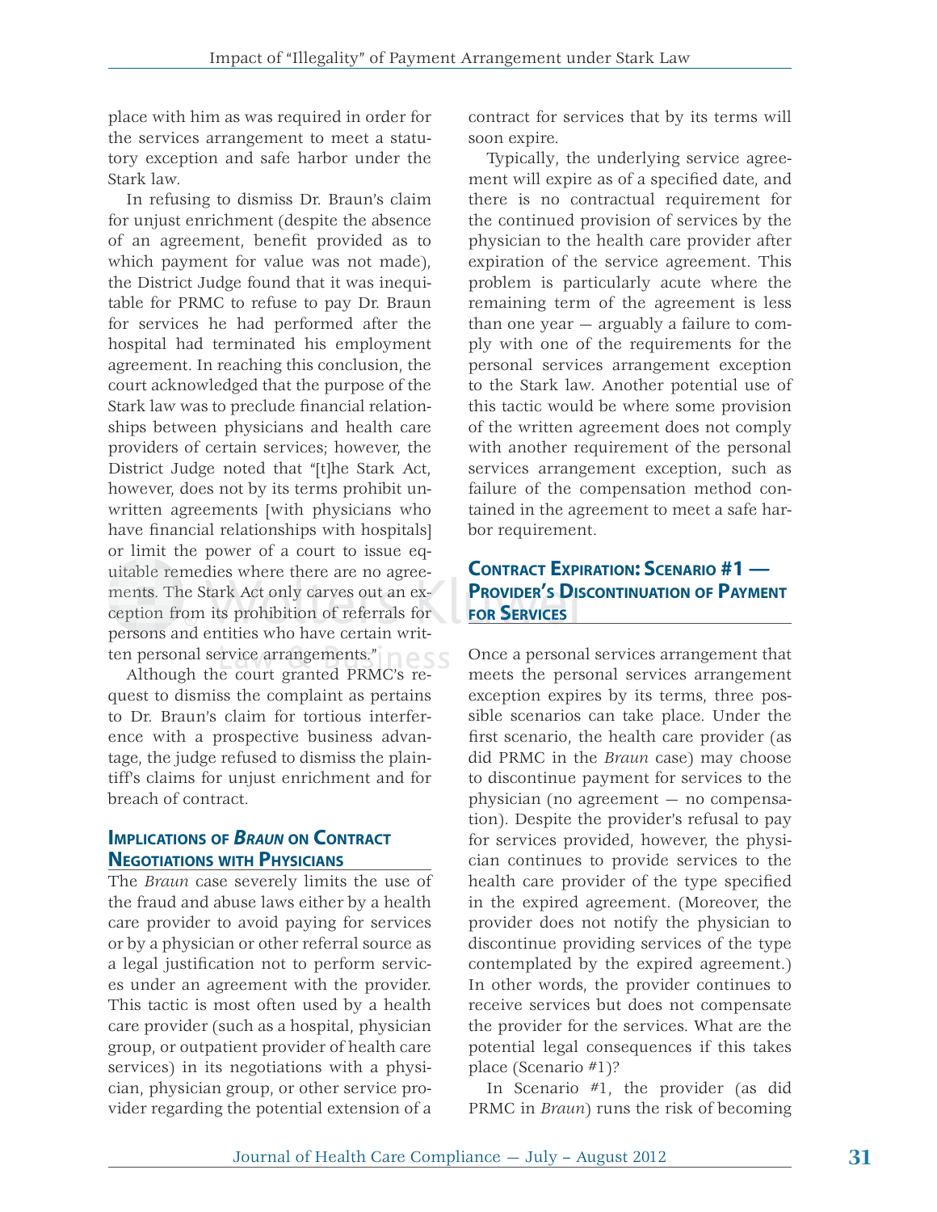place with him as was required in order for the services arrangement to meet a statutory exception and safe harbor under the Stark law.

In refusing to dismiss Dr. Braun's claim for unjust enrichment (despite the absence of an agreement, benefit provided as to which payment for value was not made), the District Judge found that it was inequitable for PRMC to refuse to pay Dr. Braun for services he had performed after the hospital had terminated his employment agreement. In reaching this conclusion, the court acknowledged that the purpose of the Stark law was to preclude financial relationships between physicians and health care providers of certain services; however, the District Judge noted that "[t]he Stark Act, however, does not by its terms prohibit unwritten agreements [with physicians who have financial relationships with hospitals] or limit the power of a court to issue equitable remedies where there are no agreements. The Stark Act only carves out an exception from its prohibition of referrals for persons and entities who have certain written personal service arrangements."

Although the court granted PRMC's request to dismiss the complaint as pertains to Dr. Braun's claim for tortious interference with a prospective business advantage, the judge refused to dismiss the plaintiff's claims for unjust enrichment and for breach of contract.

## Implications of *Braun* on Contract Negotiations with Physicians

The *Braun* case severely limits the use of the fraud and abuse laws either by a health care provider to avoid paying for services or by a physician or other referral source as a legal justification not to perform services under an agreement with the provider. This tactic is most often used by a health care provider (such as a hospital, physician group, or outpatient provider of health care services) in its negotiations with a physician, physician group, or other service provider regarding the potential extension of a contract for services that by its terms will soon expire.

Typically, the underlying service agreement will expire as of a specified date, and there is no contractual requirement for the continued provision of services by the physician to the health care provider after expiration of the service agreement. This problem is particularly acute where the remaining term of the agreement is less than one year — arguably a failure to comply with one of the requirements for the personal services arrangement exception to the Stark law. Another potential use of this tactic would be where some provision of the written agreement does not comply with another requirement of the personal services arrangement exception, such as failure of the compensation method contained in the agreement to meet a safe harbor requirement.

## Contract Expiration: Scenario #1 — Provider's Discontinuation of Payment for Services

Once a personal services arrangement that meets the personal services arrangement exception expires by its terms, three possible scenarios can take place. Under the first scenario, the health care provider (as did PRMC in the *Braun* case) may choose to discontinue payment for services to the physician (no agreement — no compensation). Despite the provider's refusal to pay for services provided, however, the physician continues to provide services to the health care provider of the type specified in the expired agreement. (Moreover, the provider does not notify the physician to discontinue providing services of the type contemplated by the expired agreement.) In other words, the provider continues to receive services but does not compensate the provider for the services. What are the potential legal consequences if this takes place (Scenario #1)?

In Scenario #1, the provider (as did PRMC in *Braun*) runs the risk of becoming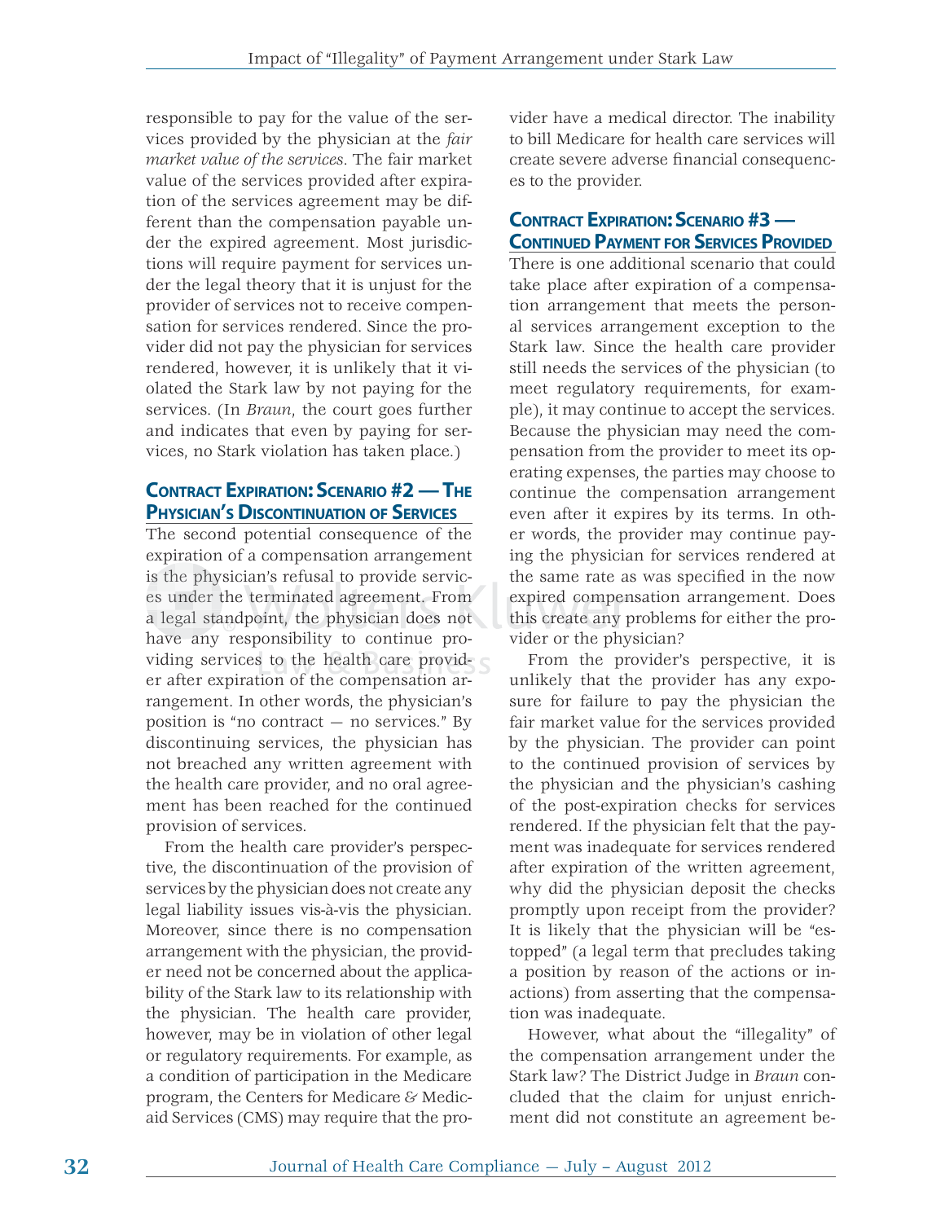responsible to pay for the value of the services provided by the physician at the *fair market value of the services*. The fair market value of the services provided after expiration of the services agreement may be different than the compensation payable under the expired agreement. Most jurisdictions will require payment for services under the legal theory that it is unjust for the provider of services not to receive compensation for services rendered. Since the provider did not pay the physician for services rendered, however, it is unlikely that it violated the Stark law by not paying for the services. (In *Braun*, the court goes further and indicates that even by paying for services, no Stark violation has taken place.)

## Contract Expiration: Scenario #2 — The Physician's Discontinuation of Services

The second potential consequence of the expiration of a compensation arrangement is the physician's refusal to provide services under the terminated agreement. From a legal standpoint, the physician does not have any responsibility to continue providing services to the health care provider after expiration of the compensation arrangement. In other words, the physician's position is "no contract — no services." By discontinuing services, the physician has not breached any written agreement with the health care provider, and no oral agreement has been reached for the continued provision of services.

From the health care provider's perspective, the discontinuation of the provision of services by the physician does not create any legal liability issues vis-à-vis the physician. Moreover, since there is no compensation arrangement with the physician, the provider need not be concerned about the applicability of the Stark law to its relationship with the physician. The health care provider, however, may be in violation of other legal or regulatory requirements. For example, as a condition of participation in the Medicare program, the Centers for Medicare & Medicaid Services (CMS) may require that the provider have a medical director. The inability to bill Medicare for health care services will create severe adverse financial consequences to the provider.

## Contract Expiration: Scenario #3 — Continued Payment for Services Provided

There is one additional scenario that could take place after expiration of a compensation arrangement that meets the personal services arrangement exception to the Stark law. Since the health care provider still needs the services of the physician (to meet regulatory requirements, for example), it may continue to accept the services. Because the physician may need the compensation from the provider to meet its operating expenses, the parties may choose to continue the compensation arrangement even after it expires by its terms. In other words, the provider may continue paying the physician for services rendered at the same rate as was specified in the now expired compensation arrangement. Does this create any problems for either the provider or the physician?

From the provider's perspective, it is unlikely that the provider has any exposure for failure to pay the physician the fair market value for the services provided by the physician. The provider can point to the continued provision of services by the physician and the physician's cashing of the post-expiration checks for services rendered. If the physician felt that the payment was inadequate for services rendered after expiration of the written agreement, why did the physician deposit the checks promptly upon receipt from the provider? It is likely that the physician will be "estopped" (a legal term that precludes taking a position by reason of the actions or inactions) from asserting that the compensation was inadequate.

However, what about the "illegality" of the compensation arrangement under the Stark law? The District Judge in *Braun* concluded that the claim for unjust enrichment did not constitute an agreement be-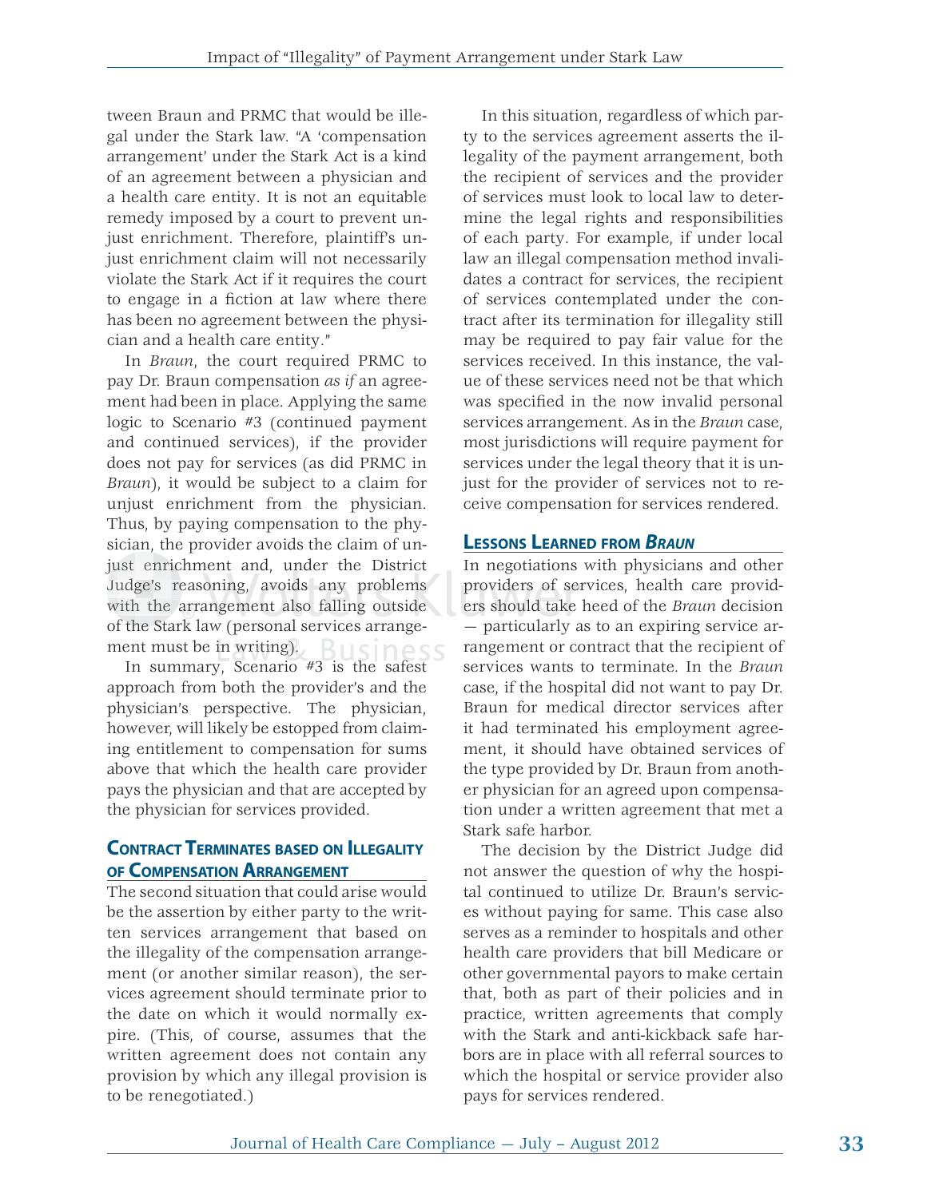tween Braun and PRMC that would be illegal under the Stark law. "A 'compensation arrangement' under the Stark Act is a kind of an agreement between a physician and a health care entity. It is not an equitable remedy imposed by a court to prevent unjust enrichment. Therefore, plaintiff's unjust enrichment claim will not necessarily violate the Stark Act if it requires the court to engage in a fiction at law where there has been no agreement between the physician and a health care entity."

In *Braun*, the court required PRMC to pay Dr. Braun compensation *as if* an agreement had been in place. Applying the same logic to Scenario #3 (continued payment and continued services), if the provider does not pay for services (as did PRMC in *Braun*), it would be subject to a claim for unjust enrichment from the physician. Thus, by paying compensation to the physician, the provider avoids the claim of unjust enrichment and, under the District Judge's reasoning, avoids any problems with the arrangement also falling outside of the Stark law (personal services arrangement must be in writing).

In summary, Scenario #3 is the safest approach from both the provider's and the physician's perspective. The physician, however, will likely be estopped from claiming entitlement to compensation for sums above that which the health care provider pays the physician and that are accepted by the physician for services provided.

## Contract Terminates based on Illegality of Compensation Arrangement

The second situation that could arise would be the assertion by either party to the written services arrangement that based on the illegality of the compensation arrangement (or another similar reason), the services agreement should terminate prior to the date on which it would normally expire. (This, of course, assumes that the written agreement does not contain any provision by which any illegal provision is to be renegotiated.)

In this situation, regardless of which party to the services agreement asserts the illegality of the payment arrangement, both the recipient of services and the provider of services must look to local law to determine the legal rights and responsibilities of each party. For example, if under local law an illegal compensation method invalidates a contract for services, the recipient of services contemplated under the contract after its termination for illegality still may be required to pay fair value for the services received. In this instance, the value of these services need not be that which was specified in the now invalid personal services arrangement. As in the *Braun* case, most jurisdictions will require payment for services under the legal theory that it is unjust for the provider of services not to receive compensation for services rendered.

## Lessons Learned from *Braun*

In negotiations with physicians and other providers of services, health care providers should take heed of the *Braun* decision — particularly as to an expiring service arrangement or contract that the recipient of services wants to terminate. In the *Braun* case, if the hospital did not want to pay Dr. Braun for medical director services after it had terminated his employment agreement, it should have obtained services of the type provided by Dr. Braun from another physician for an agreed upon compensation under a written agreement that met a Stark safe harbor.

The decision by the District Judge did not answer the question of why the hospital continued to utilize Dr. Braun's services without paying for same. This case also serves as a reminder to hospitals and other health care providers that bill Medicare or other governmental payors to make certain that, both as part of their policies and in practice, written agreements that comply with the Stark and anti-kickback safe harbors are in place with all referral sources to which the hospital or service provider also pays for services rendered.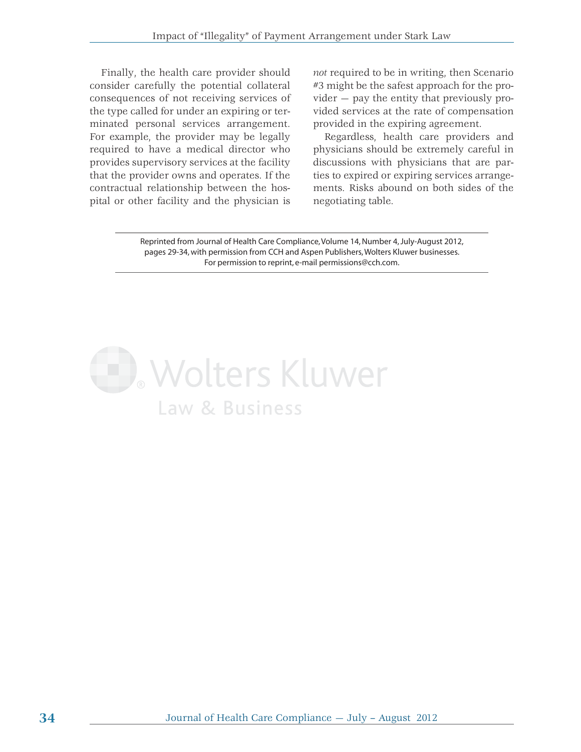Finally, the health care provider should consider carefully the potential collateral consequences of not receiving services of the type called for under an expiring or terminated personal services arrangement. For example, the provider may be legally required to have a medical director who provides supervisory services at the facility that the provider owns and operates. If the contractual relationship between the hospital or other facility and the physician is *not* required to be in writing, then Scenario #3 might be the safest approach for the provider — pay the entity that previously provided services at the rate of compensation provided in the expiring agreement.

Regardless, health care providers and physicians should be extremely careful in discussions with physicians that are parties to expired or expiring services arrangements. Risks abound on both sides of the negotiating table.

---

Reprinted from Journal of Health Care Compliance, Volume 14, Number 4, July-August 2012, pages 29-34, with permission from CCH and Aspen Publishers, Wolters Kluwer businesses. For permission to reprint, e-mail permissions@cch.com.

---

Wolters Kluwer

Law & Business